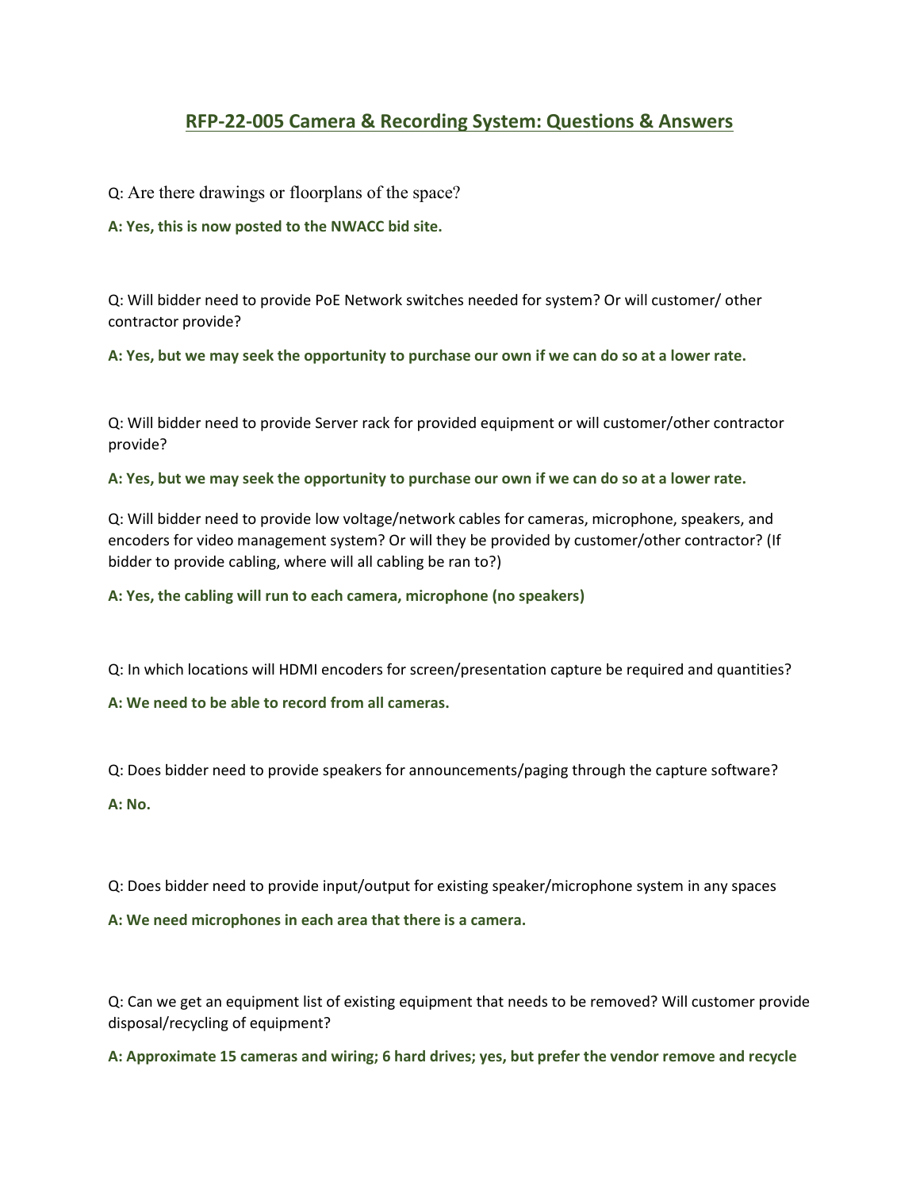# RFP-22-005 Camera & Recording System: Questions & Answers

Q: Are there drawings or floorplans of the space?

**A: Yes, this is now posted to the NWACC bid site.**

Q: Will bidder need to provide PoE Network switches needed for system? Or will customer/ other contractor provide?

**A: Yes, but we may seek the opportunity to purchase our own if we can do so at a lower rate.**

Q: Will bidder need to provide Server rack for provided equipment or will customer/other contractor provide?

**A: Yes, but we may seek the opportunity to purchase our own if we can do so at a lower rate.**

Q: Will bidder need to provide low voltage/network cables for cameras, microphone, speakers, and encoders for video management system? Or will they be provided by customer/other contractor? (If bidder to provide cabling, where will all cabling be ran to?)

**A: Yes, the cabling will run to each camera, microphone (no speakers)**

Q: In which locations will HDMI encoders for screen/presentation capture be required and quantities?

**A: We need to be able to record from all cameras.**

Q: Does bidder need to provide speakers for announcements/paging through the capture software?

**A: No.**

Q: Does bidder need to provide input/output for existing speaker/microphone system in any spaces

**A: We need microphones in each area that there is a camera.**

Q: Can we get an equipment list of existing equipment that needs to be removed? Will customer provide disposal/recycling of equipment?

**A: Approximate 15 cameras and wiring; 6 hard drives; yes, but prefer the vendor remove and recycle**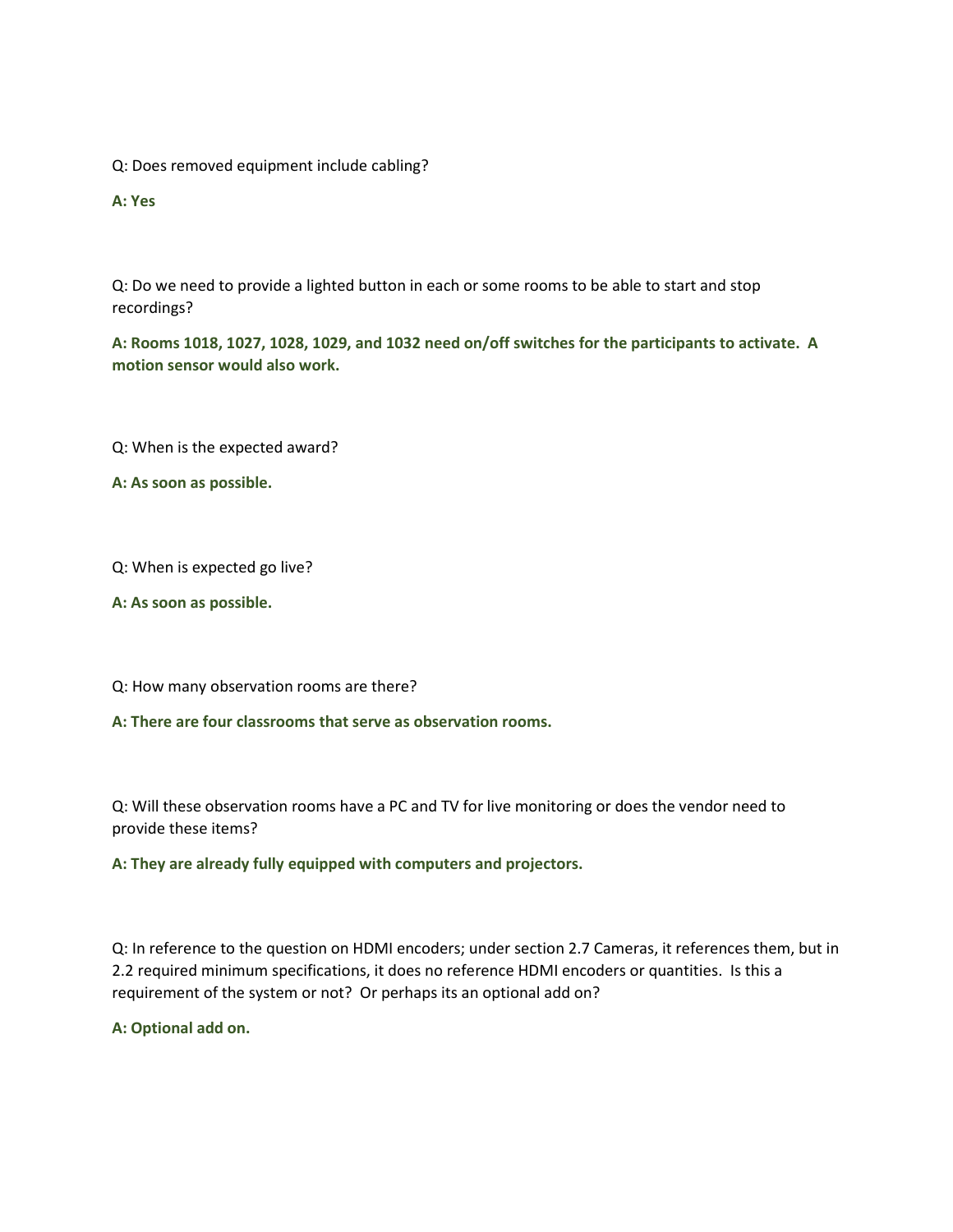Q: Does removed equipment include cabling?

**A: Yes**

Q: Do we need to provide a lighted button in each or some rooms to be able to start and stop recordings?

**A: Rooms 1018, 1027, 1028, 1029, and 1032 need on/off switches for the participants to activate. A motion sensor would also work.**

Q: When is the expected award?

**A: As soon as possible.**

Q: When is expected go live?

**A: As soon as possible.**

Q: How many observation rooms are there?

**A: There are four classrooms that serve as observation rooms.**

Q: Will these observation rooms have a PC and TV for live monitoring or does the vendor need to provide these items?

**A: They are already fully equipped with computers and projectors.**

Q: In reference to the question on HDMI encoders; under section 2.7 Cameras, it references them, but in 2.2 required minimum specifications, it does no reference HDMI encoders or quantities. Is this a requirement of the system or not? Or perhaps its an optional add on?

**A: Optional add on.**